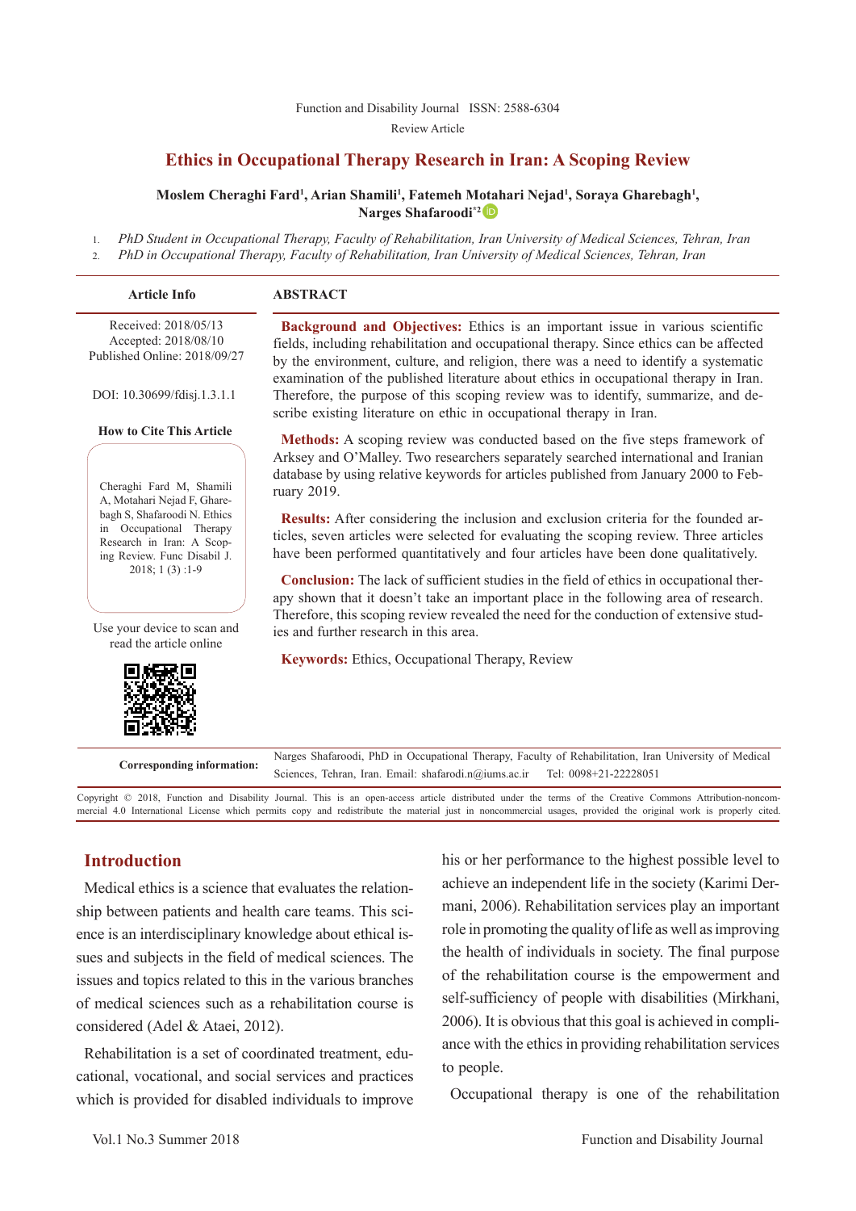Function and Disability Journal ISSN: 2588-6304

Review Article

# Ethics in Occupational Therapy Research in Iran: A Scoping Review

**Moslem Cheraghi Fard[1], Arian Shamili[1], Fatemeh Motahari Nejad[1], Soraya Gharebagh[1], Narges Shafaroodi*[2]**

1. *PhD Student in Occupational Therapy, Faculty of Rehabilitation, Iran University of Medical Sciences, Tehran, Iran*
2. *PhD in Occupational Therapy, Faculty of Rehabilitation, Iran University of Medical Sciences, Tehran, Iran*

**Article Info**

Received: 2018/05/13
Accepted: 2018/08/10
Published Online: 2018/09/27

DOI: 10.30699/fdisj.1.3.1.1

**How to Cite This Article**

Cheraghi Fard M, Shamili A, Motahari Nejad F, Gharebagh S, Shafaroodi N. Ethics in Occupational Therapy Research in Iran: A Scoping Review. Func Disabil J. 2018; 1 (3) :1-9

Use your device to scan and read the article online

## ABSTRACT

**Background and Objectives:** Ethics is an important issue in various scientific fields, including rehabilitation and occupational therapy. Since ethics can be affected by the environment, culture, and religion, there was a need to identify a systematic examination of the published literature about ethics in occupational therapy in Iran. Therefore, the purpose of this scoping review was to identify, summarize, and describe existing literature on ethic in occupational therapy in Iran.

**Methods:** A scoping review was conducted based on the five steps framework of Arksey and O'Malley. Two researchers separately searched international and Iranian database by using relative keywords for articles published from January 2000 to February 2019.

**Results:** After considering the inclusion and exclusion criteria for the founded articles, seven articles were selected for evaluating the scoping review. Three articles have been performed quantitatively and four articles have been done qualitatively.

**Conclusion:** The lack of sufficient studies in the field of ethics in occupational therapy shown that it doesn't take an important place in the following area of research. Therefore, this scoping review revealed the need for the conduction of extensive studies and further research in this area.

**Keywords:** Ethics, Occupational Therapy, Review

**Corresponding information:** Narges Shafaroodi, PhD in Occupational Therapy, Faculty of Rehabilitation, Iran University of Medical Sciences, Tehran, Iran. Email: shafarodi.n@iums.ac.ir Tel: 0098+21-22228051

Copyright © 2018, Function and Disability Journal. This is an open-access article distributed under the terms of the Creative Commons Attribution-noncommercial 4.0 International License which permits copy and redistribute the material just in noncommercial usages, provided the original work is properly cited.

## Introduction

Medical ethics is a science that evaluates the relationship between patients and health care teams. This science is an interdisciplinary knowledge about ethical issues and subjects in the field of medical sciences. The issues and topics related to this in the various branches of medical sciences such as a rehabilitation course is considered (Adel & Ataei, 2012).

Rehabilitation is a set of coordinated treatment, educational, vocational, and social services and practices which is provided for disabled individuals to improve his or her performance to the highest possible level to achieve an independent life in the society (Karimi Dermani, 2006). Rehabilitation services play an important role in promoting the quality of life as well as improving the health of individuals in society. The final purpose of the rehabilitation course is the empowerment and self-sufficiency of people with disabilities (Mirkhani, 2006). It is obvious that this goal is achieved in compliance with the ethics in providing rehabilitation services to people.

Occupational therapy is one of the rehabilitation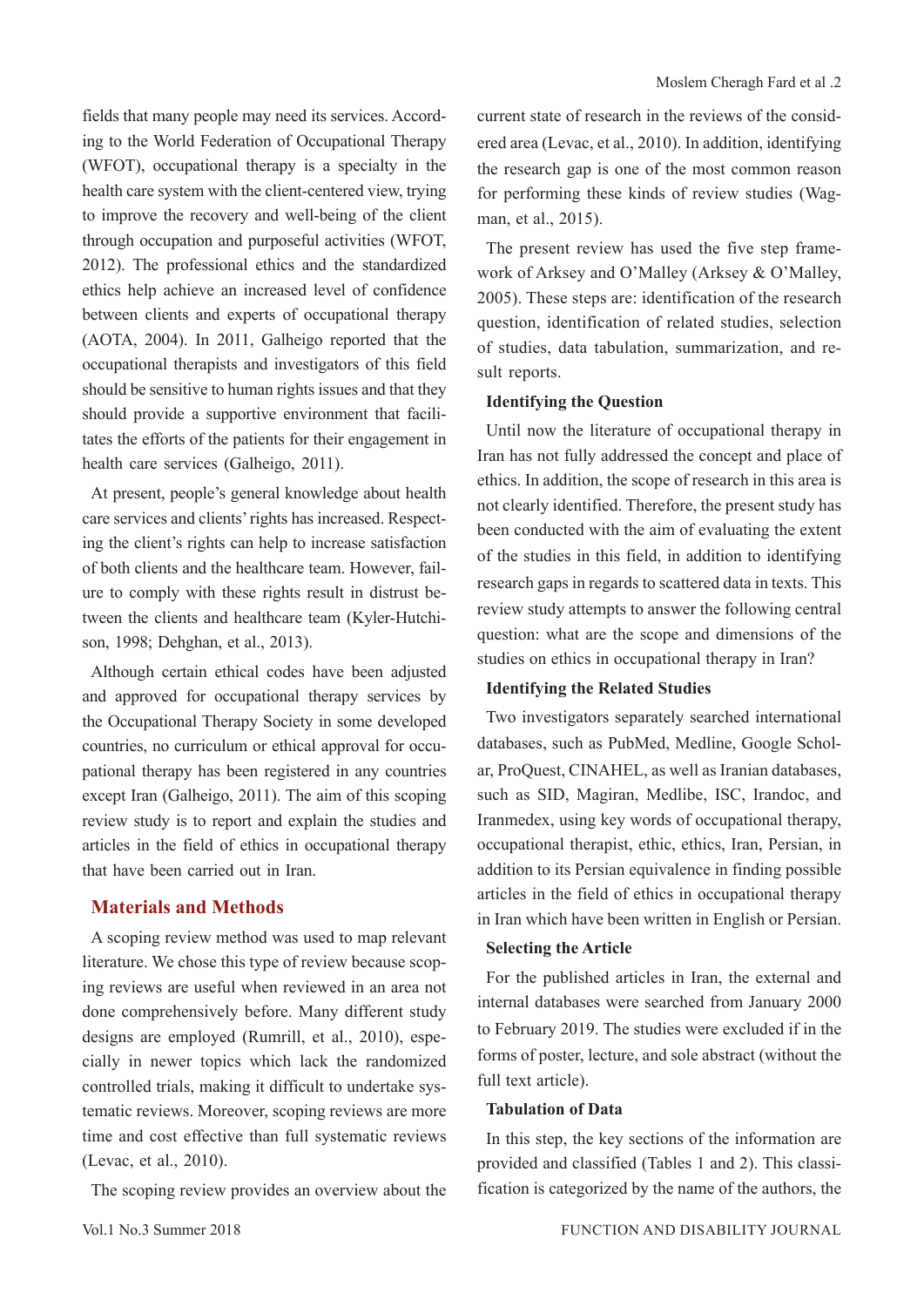fields that many people may need its services. According to the World Federation of Occupational Therapy (WFOT), occupational therapy is a specialty in the health care system with the client-centered view, trying to improve the recovery and well-being of the client through occupation and purposeful activities (WFOT, 2012). The professional ethics and the standardized ethics help achieve an increased level of confidence between clients and experts of occupational therapy (AOTA, 2004). In 2011, Galheigo reported that the occupational therapists and investigators of this field should be sensitive to human rights issues and that they should provide a supportive environment that facilitates the efforts of the patients for their engagement in health care services (Galheigo, 2011).

At present, people's general knowledge about health care services and clients' rights has increased. Respecting the client's rights can help to increase satisfaction of both clients and the healthcare team. However, failure to comply with these rights result in distrust between the clients and healthcare team (Kyler-Hutchison, 1998; Dehghan, et al., 2013).

Although certain ethical codes have been adjusted and approved for occupational therapy services by the Occupational Therapy Society in some developed countries, no curriculum or ethical approval for occupational therapy has been registered in any countries except Iran (Galheigo, 2011). The aim of this scoping review study is to report and explain the studies and articles in the field of ethics in occupational therapy that have been carried out in Iran.

## Materials and Methods

A scoping review method was used to map relevant literature. We chose this type of review because scoping reviews are useful when reviewed in an area not done comprehensively before. Many different study designs are employed (Rumrill, et al., 2010), especially in newer topics which lack the randomized controlled trials, making it difficult to undertake systematic reviews. Moreover, scoping reviews are more time and cost effective than full systematic reviews (Levac, et al., 2010).

The scoping review provides an overview about the current state of research in the reviews of the considered area (Levac, et al., 2010). In addition, identifying the research gap is one of the most common reason for performing these kinds of review studies (Wagman, et al., 2015).

The present review has used the five step framework of Arksey and O'Malley (Arksey & O'Malley, 2005). These steps are: identification of the research question, identification of related studies, selection of studies, data tabulation, summarization, and result reports.

### Identifying the Question

Until now the literature of occupational therapy in Iran has not fully addressed the concept and place of ethics. In addition, the scope of research in this area is not clearly identified. Therefore, the present study has been conducted with the aim of evaluating the extent of the studies in this field, in addition to identifying research gaps in regards to scattered data in texts. This review study attempts to answer the following central question: what are the scope and dimensions of the studies on ethics in occupational therapy in Iran?

### Identifying the Related Studies

Two investigators separately searched international databases, such as PubMed, Medline, Google Scholar, ProQuest, CINAHEL, as well as Iranian databases, such as SID, Magiran, Medlibe, ISC, Irandoc, and Iranmedex, using key words of occupational therapy, occupational therapist, ethic, ethics, Iran, Persian, in addition to its Persian equivalence in finding possible articles in the field of ethics in occupational therapy in Iran which have been written in English or Persian.

### Selecting the Article

For the published articles in Iran, the external and internal databases were searched from January 2000 to February 2019. The studies were excluded if in the forms of poster, lecture, and sole abstract (without the full text article).

### Tabulation of Data

In this step, the key sections of the information are provided and classified (Tables 1 and 2). This classification is categorized by the name of the authors, the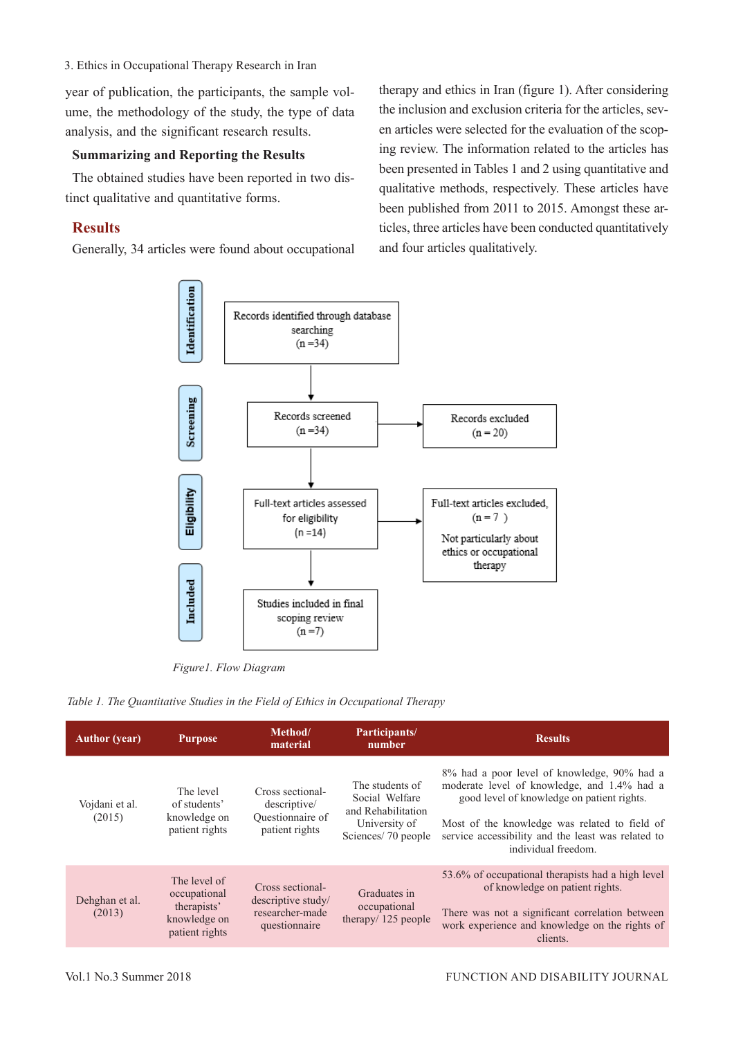year of publication, the participants, the sample volume, the methodology of the study, the type of data analysis, and the significant research results.

### Summarizing and Reporting the Results

The obtained studies have been reported in two distinct qualitative and quantitative forms.

## Results

Generally, 34 articles were found about occupational therapy and ethics in Iran (figure 1). After considering the inclusion and exclusion criteria for the articles, seven articles were selected for the evaluation of the scoping review. The information related to the articles has been presented in Tables 1 and 2 using quantitative and qualitative methods, respectively. These articles have been published from 2011 to 2015. Amongst these articles, three articles have been conducted quantitatively and four articles qualitatively.

**Identification**

Records identified through database searching (n =34)

**Screening**

Records screened (n =34) → Records excluded (n = 20)

**Eligibility**

Full-text articles assessed for eligibility (n =14) → Full-text articles excluded, (n = 7 ) Not particularly about ethics or occupational therapy

**Included**

Studies included in final scoping review (n =7)

*Figure1. Flow Diagram*

*Table 1. The Quantitative Studies in the Field of Ethics in Occupational Therapy*

| Author (year) | Purpose | Method/ material | Participants/ number | Results |
|---|---|---|---|---|
| Vojdani et al. (2015) | The level of students' knowledge on patient rights | Cross sectional-descriptive/ Questionnaire of patient rights | The students of Social Welfare and Rehabilitation University of Sciences/ 70 people | 8% had a poor level of knowledge, 90% had a moderate level of knowledge, and 1.4% had a good level of knowledge on patient rights. Most of the knowledge was related to field of service accessibility and the least was related to individual freedom. |
| Dehghan et al. (2013) | The level of occupational therapists' knowledge on patient rights | Cross sectional-descriptive study/ researcher-made questionnaire | Graduates in occupational therapy/ 125 people | 53.6% of occupational therapists had a high level of knowledge on patient rights. There was not a significant correlation between work experience and knowledge on the rights of clients. |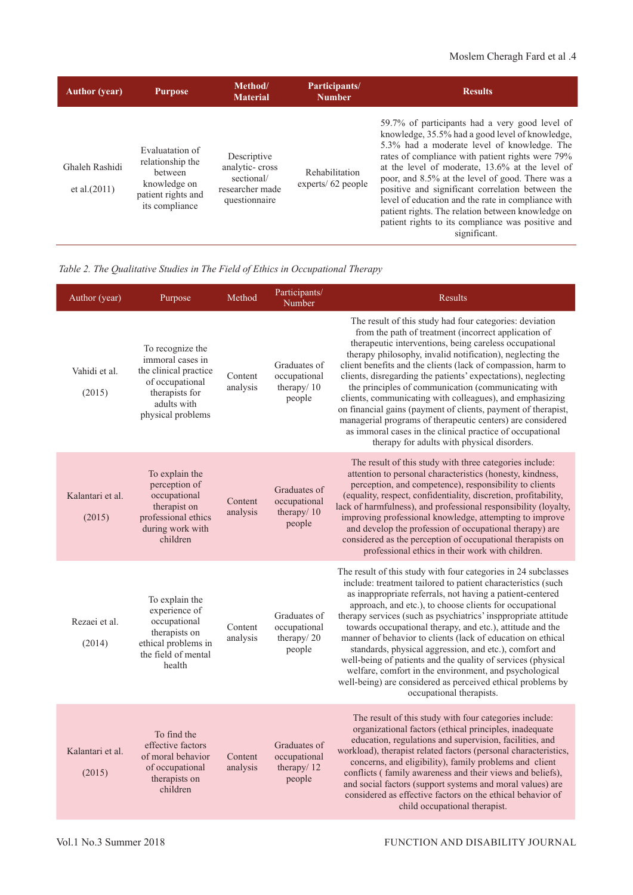| Author (year) | Purpose | Method/ Material | Participants/ Number | Results |
|---|---|---|---|---|
| Ghaleh Rashidi et al.(2011) | Evaluatation of relationship the between knowledge on patient rights and its compliance | Descriptive analytic- cross sectional/ researcher made questionnaire | Rehabilitation experts/ 62 people | 59.7% of participants had a very good level of knowledge, 35.5% had a good level of knowledge, 5.3% had a moderate level of knowledge. The rates of compliance with patient rights were 79% at the level of moderate, 13.6% at the level of poor, and 8.5% at the level of good. There was a positive and significant correlation between the level of education and the rate in compliance with patient rights. The relation between knowledge on patient rights to its compliance was positive and significant. |

*Table 2. The Qualitative Studies in The Field of Ethics in Occupational Therapy*

| Author (year) | Purpose | Method | Participants/ Number | Results |
|---|---|---|---|---|
| Vahidi et al. (2015) | To recognize the immoral cases in the clinical practice of occupational therapists for adults with physical problems | Content analysis | Graduates of occupational therapy/ 10 people | The result of this study had four categories: deviation from the path of treatment (incorrect application of therapeutic interventions, being careless occupational therapy philosophy, invalid notification), neglecting the client benefits and the clients (lack of compassion, harm to clients, disregarding the patients' expectations), neglecting the principles of communication (communicating with clients, communicating with colleagues), and emphasizing on financial gains (payment of clients, payment of therapist, managerial programs of therapeutic centers) are considered as immoral cases in the clinical practice of occupational therapy for adults with physical disorders. |
| Kalantari et al. (2015) | To explain the perception of occupational therapist on professional ethics during work with children | Content analysis | Graduates of occupational therapy/ 10 people | The result of this study with three categories include: attention to personal characteristics (honesty, kindness, perception, and competence), responsibility to clients (equality, respect, confidentiality, discretion, profitability, lack of harmfulness), and professional responsibility (loyalty, improving professional knowledge, attempting to improve and develop the profession of occupational therapy) are considered as the perception of occupational therapists on professional ethics in their work with children. |
| Rezaei et al. (2014) | To explain the experience of occupational therapists on ethical problems in the field of mental health | Content analysis | Graduates of occupational therapy/ 20 people | The result of this study with four categories in 24 subclasses include: treatment tailored to patient characteristics (such as inappropriate referrals, not having a patient-centered approach, and etc.), to choose clients for occupational therapy services (such as psychiatrics' insppropriate attitude towards occupational therapy, and etc.), attitude and the manner of behavior to clients (lack of education on ethical standards, physical aggression, and etc.), comfort and well-being of patients and the quality of services (physical welfare, comfort in the environment, and psychological well-being) are considered as perceived ethical problems by occupational therapists. |
| Kalantari et al. (2015) | To find the effective factors of moral behavior of occupational therapists on children | Content analysis | Graduates of occupational therapy/ 12 people | The result of this study with four categories include: organizational factors (ethical principles, inadequate education, regulations and supervision, facilities, and workload), therapist related factors (personal characteristics, concerns, and eligibility), family problems and client conflicts ( family awareness and their views and beliefs), and social factors (support systems and moral values) are considered as effective factors on the ethical behavior of child occupational therapist. |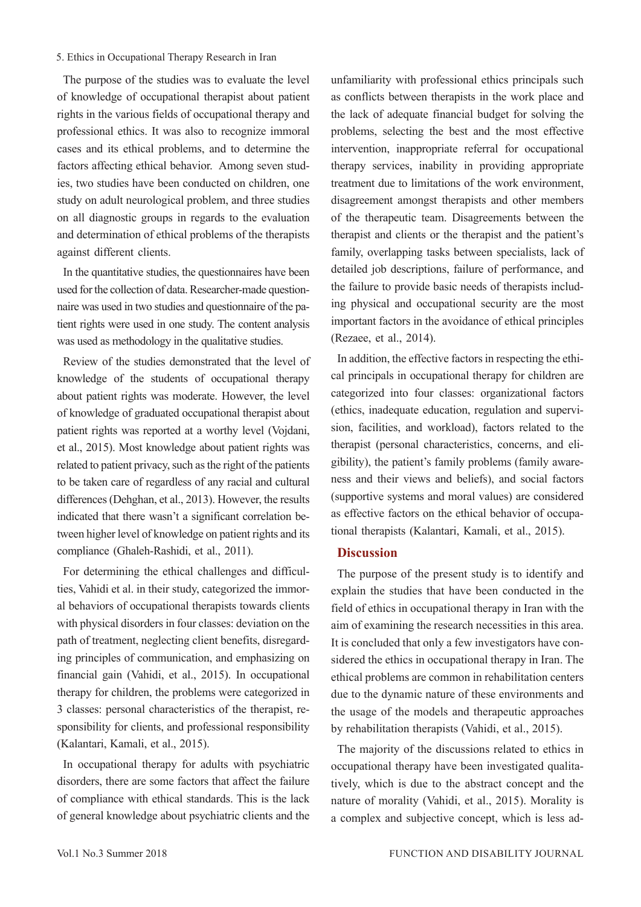The purpose of the studies was to evaluate the level of knowledge of occupational therapist about patient rights in the various fields of occupational therapy and professional ethics. It was also to recognize immoral cases and its ethical problems, and to determine the factors affecting ethical behavior. Among seven studies, two studies have been conducted on children, one study on adult neurological problem, and three studies on all diagnostic groups in regards to the evaluation and determination of ethical problems of the therapists against different clients.

In the quantitative studies, the questionnaires have been used for the collection of data. Researcher-made questionnaire was used in two studies and questionnaire of the patient rights were used in one study. The content analysis was used as methodology in the qualitative studies.

Review of the studies demonstrated that the level of knowledge of the students of occupational therapy about patient rights was moderate. However, the level of knowledge of graduated occupational therapist about patient rights was reported at a worthy level (Vojdani, et al., 2015). Most knowledge about patient rights was related to patient privacy, such as the right of the patients to be taken care of regardless of any racial and cultural differences (Dehghan, et al., 2013). However, the results indicated that there wasn't a significant correlation between higher level of knowledge on patient rights and its compliance (Ghaleh-Rashidi, et al., 2011).

For determining the ethical challenges and difficulties, Vahidi et al. in their study, categorized the immoral behaviors of occupational therapists towards clients with physical disorders in four classes: deviation on the path of treatment, neglecting client benefits, disregarding principles of communication, and emphasizing on financial gain (Vahidi, et al., 2015). In occupational therapy for children, the problems were categorized in 3 classes: personal characteristics of the therapist, responsibility for clients, and professional responsibility (Kalantari, Kamali, et al., 2015).

In occupational therapy for adults with psychiatric disorders, there are some factors that affect the failure of compliance with ethical standards. This is the lack of general knowledge about psychiatric clients and the unfamiliarity with professional ethics principals such as conflicts between therapists in the work place and the lack of adequate financial budget for solving the problems, selecting the best and the most effective intervention, inappropriate referral for occupational therapy services, inability in providing appropriate treatment due to limitations of the work environment, disagreement amongst therapists and other members of the therapeutic team. Disagreements between the therapist and clients or the therapist and the patient's family, overlapping tasks between specialists, lack of detailed job descriptions, failure of performance, and the failure to provide basic needs of therapists including physical and occupational security are the most important factors in the avoidance of ethical principles (Rezaee, et al., 2014).

In addition, the effective factors in respecting the ethical principals in occupational therapy for children are categorized into four classes: organizational factors (ethics, inadequate education, regulation and supervision, facilities, and workload), factors related to the therapist (personal characteristics, concerns, and eligibility), the patient's family problems (family awareness and their views and beliefs), and social factors (supportive systems and moral values) are considered as effective factors on the ethical behavior of occupational therapists (Kalantari, Kamali, et al., 2015).

## Discussion

The purpose of the present study is to identify and explain the studies that have been conducted in the field of ethics in occupational therapy in Iran with the aim of examining the research necessities in this area. It is concluded that only a few investigators have considered the ethics in occupational therapy in Iran. The ethical problems are common in rehabilitation centers due to the dynamic nature of these environments and the usage of the models and therapeutic approaches by rehabilitation therapists (Vahidi, et al., 2015).

The majority of the discussions related to ethics in occupational therapy have been investigated qualitatively, which is due to the abstract concept and the nature of morality (Vahidi, et al., 2015). Morality is a complex and subjective concept, which is less ad-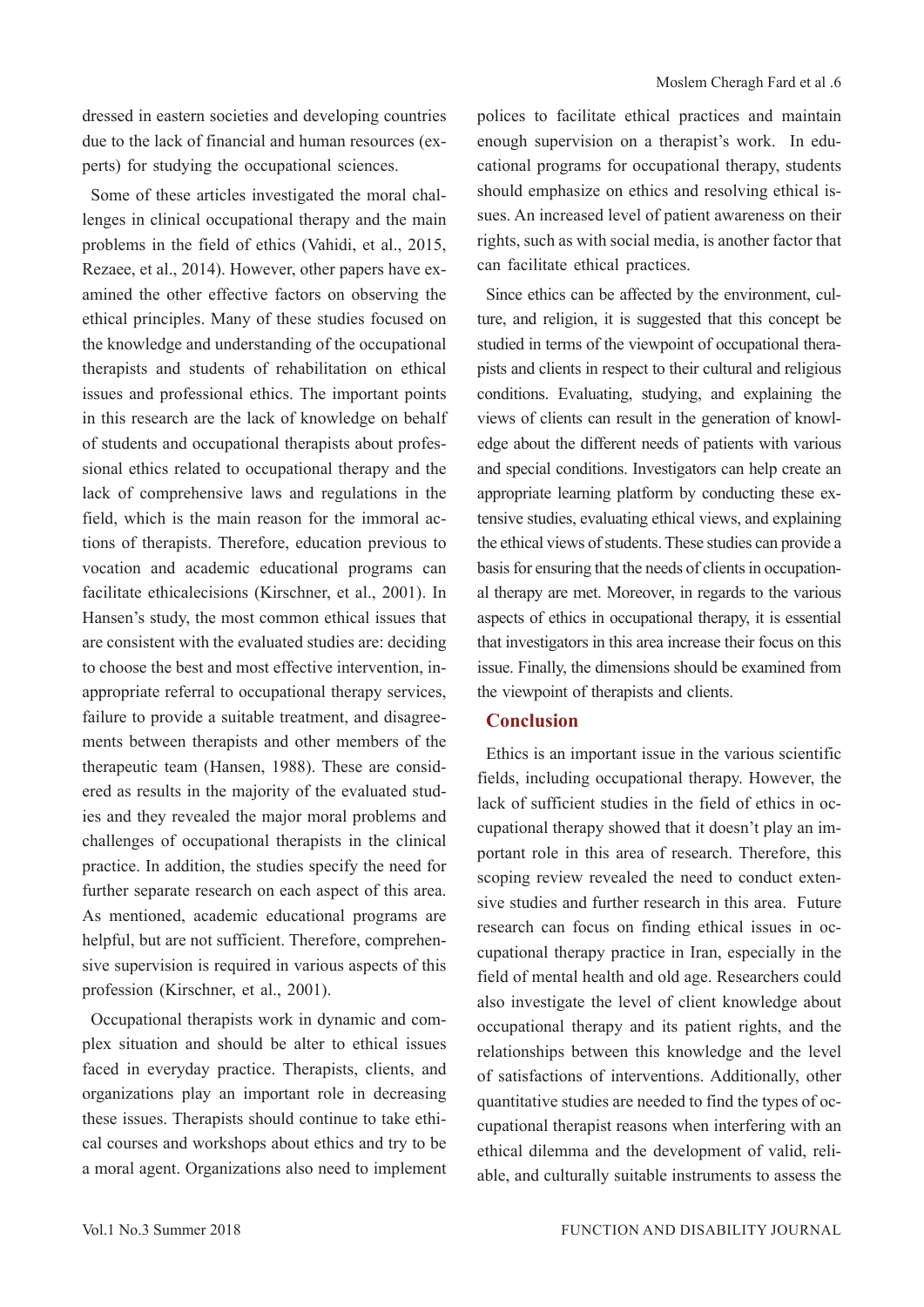dressed in eastern societies and developing countries due to the lack of financial and human resources (experts) for studying the occupational sciences.

Some of these articles investigated the moral challenges in clinical occupational therapy and the main problems in the field of ethics (Vahidi, et al., 2015, Rezaee, et al., 2014). However, other papers have examined the other effective factors on observing the ethical principles. Many of these studies focused on the knowledge and understanding of the occupational therapists and students of rehabilitation on ethical issues and professional ethics. The important points in this research are the lack of knowledge on behalf of students and occupational therapists about professional ethics related to occupational therapy and the lack of comprehensive laws and regulations in the field, which is the main reason for the immoral actions of therapists. Therefore, education previous to vocation and academic educational programs can facilitate ethicalecisions (Kirschner, et al., 2001). In Hansen's study, the most common ethical issues that are consistent with the evaluated studies are: deciding to choose the best and most effective intervention, inappropriate referral to occupational therapy services, failure to provide a suitable treatment, and disagreements between therapists and other members of the therapeutic team (Hansen, 1988). These are considered as results in the majority of the evaluated studies and they revealed the major moral problems and challenges of occupational therapists in the clinical practice. In addition, the studies specify the need for further separate research on each aspect of this area. As mentioned, academic educational programs are helpful, but are not sufficient. Therefore, comprehensive supervision is required in various aspects of this profession (Kirschner, et al., 2001).

Occupational therapists work in dynamic and complex situation and should be alter to ethical issues faced in everyday practice. Therapists, clients, and organizations play an important role in decreasing these issues. Therapists should continue to take ethical courses and workshops about ethics and try to be a moral agent. Organizations also need to implement polices to facilitate ethical practices and maintain enough supervision on a therapist's work. In educational programs for occupational therapy, students should emphasize on ethics and resolving ethical issues. An increased level of patient awareness on their rights, such as with social media, is another factor that can facilitate ethical practices.

Since ethics can be affected by the environment, culture, and religion, it is suggested that this concept be studied in terms of the viewpoint of occupational therapists and clients in respect to their cultural and religious conditions. Evaluating, studying, and explaining the views of clients can result in the generation of knowledge about the different needs of patients with various and special conditions. Investigators can help create an appropriate learning platform by conducting these extensive studies, evaluating ethical views, and explaining the ethical views of students. These studies can provide a basis for ensuring that the needs of clients in occupational therapy are met. Moreover, in regards to the various aspects of ethics in occupational therapy, it is essential that investigators in this area increase their focus on this issue. Finally, the dimensions should be examined from the viewpoint of therapists and clients.

## Conclusion

Ethics is an important issue in the various scientific fields, including occupational therapy. However, the lack of sufficient studies in the field of ethics in occupational therapy showed that it doesn't play an important role in this area of research. Therefore, this scoping review revealed the need to conduct extensive studies and further research in this area. Future research can focus on finding ethical issues in occupational therapy practice in Iran, especially in the field of mental health and old age. Researchers could also investigate the level of client knowledge about occupational therapy and its patient rights, and the relationships between this knowledge and the level of satisfactions of interventions. Additionally, other quantitative studies are needed to find the types of occupational therapist reasons when interfering with an ethical dilemma and the development of valid, reliable, and culturally suitable instruments to assess the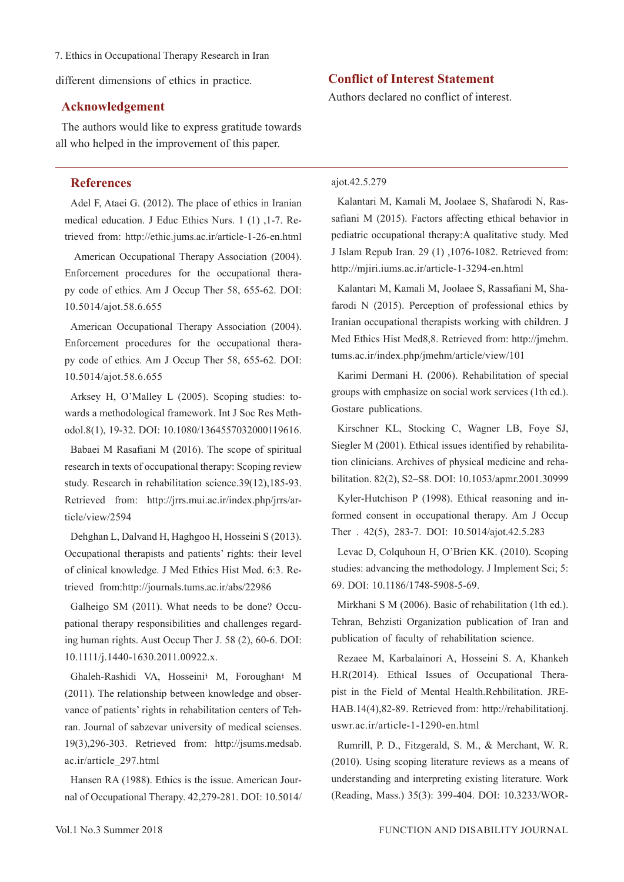different dimensions of ethics in practice.

## Acknowledgement

The authors would like to express gratitude towards all who helped in the improvement of this paper.

## Conflict of Interest Statement

Authors declared no conflict of interest.

## References

Adel F, Ataei G. (2012). The place of ethics in Iranian medical education. J Educ Ethics Nurs. 1 (1) ,1-7. Retrieved from: http://ethic.jums.ac.ir/article-1-26-en.html

American Occupational Therapy Association (2004). Enforcement procedures for the occupational therapy code of ethics. Am J Occup Ther 58, 655-62. DOI: 10.5014/ajot.58.6.655

American Occupational Therapy Association (2004). Enforcement procedures for the occupational therapy code of ethics. Am J Occup Ther 58, 655-62. DOI: 10.5014/ajot.58.6.655

Arksey H, O'Malley L (2005). Scoping studies: towards a methodological framework. Int J Soc Res Methodol.8(1), 19-32. DOI: 10.1080/1364557032000119616.

Babaei M Rasafiani M (2016). The scope of spiritual research in texts of occupational therapy: Scoping review study. Research in rehabilitation science.39(12),185-93. Retrieved from: http://jrrs.mui.ac.ir/index.php/jrrs/article/view/2594

Dehghan L, Dalvand H, Haghgoo H, Hosseini S (2013). Occupational therapists and patients' rights: their level of clinical knowledge. J Med Ethics Hist Med. 6:3. Retrieved from:http://journals.tums.ac.ir/abs/22986

Galheigo SM (2011). What needs to be done? Occupational therapy responsibilities and challenges regarding human rights. Aust Occup Ther J. 58 (2), 60-6. DOI: 10.1111/j.1440-1630.2011.00922.x.

Ghaleh-Rashidi VA, Hosseini؛ M, Foroughan؛ M (2011). The relationship between knowledge and observance of patients' rights in rehabilitation centers of Tehran. Journal of sabzevar university of medical scienses. 19(3),296-303. Retrieved from: http://jsums.medsab.ac.ir/article_297.html

Hansen RA (1988). Ethics is the issue. American Journal of Occupational Therapy. 42,279-281. DOI: 10.5014/ajot.42.5.279

Kalantari M, Kamali M, Joolaee S, Shafarodi N, Rassafiani M (2015). Factors affecting ethical behavior in pediatric occupational therapy:A qualitative study. Med J Islam Repub Iran. 29 (1) ,1076-1082. Retrieved from: http://mjiri.iums.ac.ir/article-1-3294-en.html

Kalantari M, Kamali M, Joolaee S, Rassafiani M, Shafarodi N (2015). Perception of professional ethics by Iranian occupational therapists working with children. J Med Ethics Hist Med8,8. Retrieved from: http://jmehm.tums.ac.ir/index.php/jmehm/article/view/101

Karimi Dermani H. (2006). Rehabilitation of special groups with emphasize on social work services (1th ed.). Gostare publications.

Kirschner KL, Stocking C, Wagner LB, Foye SJ, Siegler M (2001). Ethical issues identified by rehabilitation clinicians. Archives of physical medicine and rehabilitation. 82(2), S2–S8. DOI: 10.1053/apmr.2001.30999

Kyler-Hutchison P (1998). Ethical reasoning and informed consent in occupational therapy. Am J Occup Ther . 42(5), 283-7. DOI: 10.5014/ajot.42.5.283

Levac D, Colquhoun H, O'Brien KK. (2010). Scoping studies: advancing the methodology. J Implement Sci; 5: 69. DOI: 10.1186/1748-5908-5-69.

Mirkhani S M (2006). Basic of rehabilitation (1th ed.). Tehran, Behzisti Organization publication of Iran and publication of faculty of rehabilitation science.

Rezaee M, Karbalainori A, Hosseini S. A, Khankeh H.R(2014). Ethical Issues of Occupational Therapist in the Field of Mental Health.Rehbilitation. JREHAB.14(4),82-89. Retrieved from: http://rehabilitationj.uswr.ac.ir/article-1-1290-en.html

Rumrill, P. D., Fitzgerald, S. M., & Merchant, W. R. (2010). Using scoping literature reviews as a means of understanding and interpreting existing literature. Work (Reading, Mass.) 35(3): 399-404. DOI: 10.3233/WOR-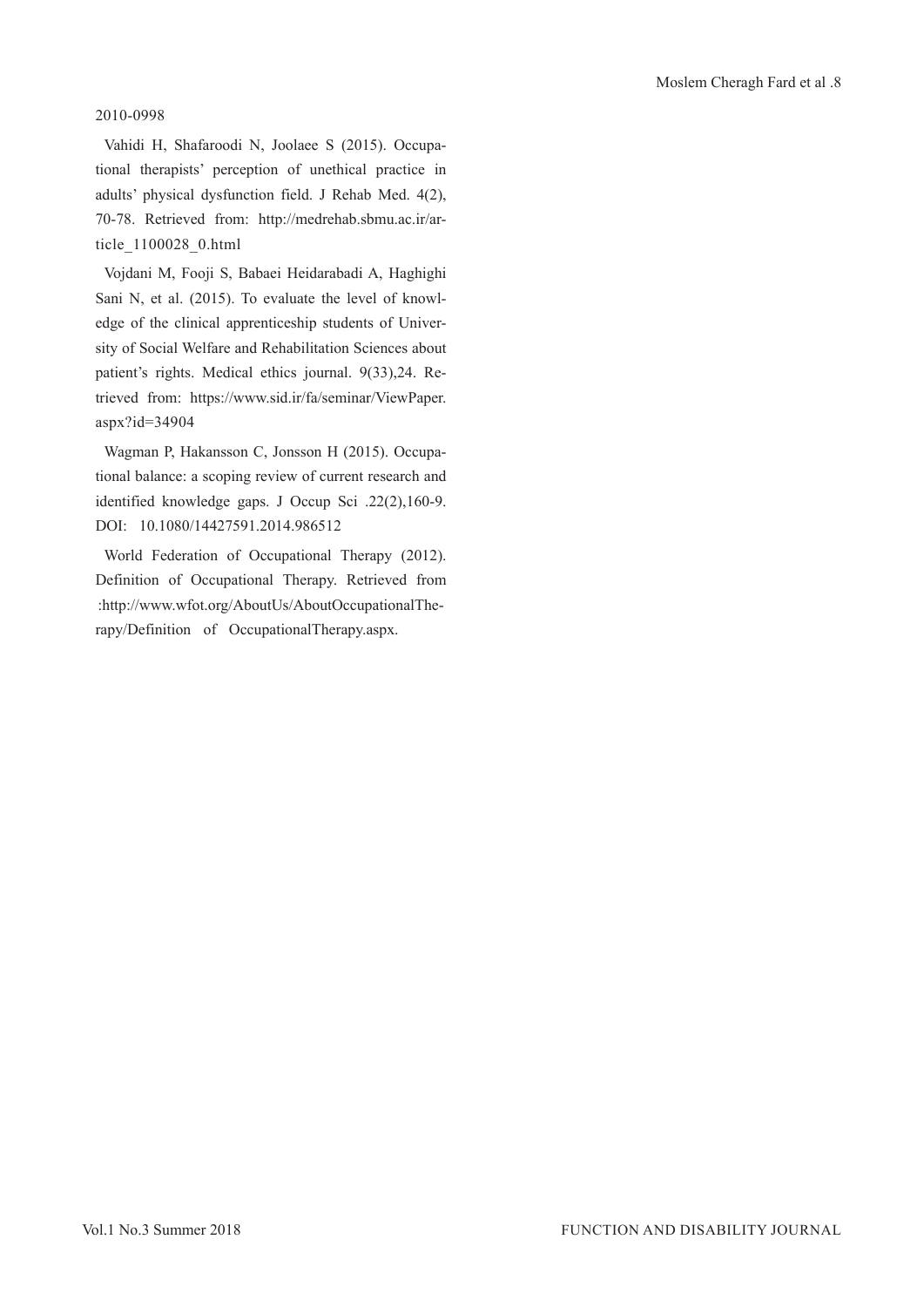2010-0998

Vahidi H, Shafaroodi N, Joolaee S (2015). Occupational therapists' perception of unethical practice in adults' physical dysfunction field. J Rehab Med. 4(2), 70-78. Retrieved from: http://medrehab.sbmu.ac.ir/article_1100028_0.html

Vojdani M, Fooji S, Babaei Heidarabadi A, Haghighi Sani N, et al. (2015). To evaluate the level of knowledge of the clinical apprenticeship students of University of Social Welfare and Rehabilitation Sciences about patient's rights. Medical ethics journal. 9(33),24. Retrieved from: https://www.sid.ir/fa/seminar/ViewPaper.aspx?id=34904

Wagman P, Hakansson C, Jonsson H (2015). Occupational balance: a scoping review of current research and identified knowledge gaps. J Occup Sci .22(2),160-9. DOI: 10.1080/14427591.2014.986512

World Federation of Occupational Therapy (2012). Definition of Occupational Therapy. Retrieved from :http://www.wfot.org/AboutUs/AboutOccupationalTherapy/Definition of OccupationalTherapy.aspx.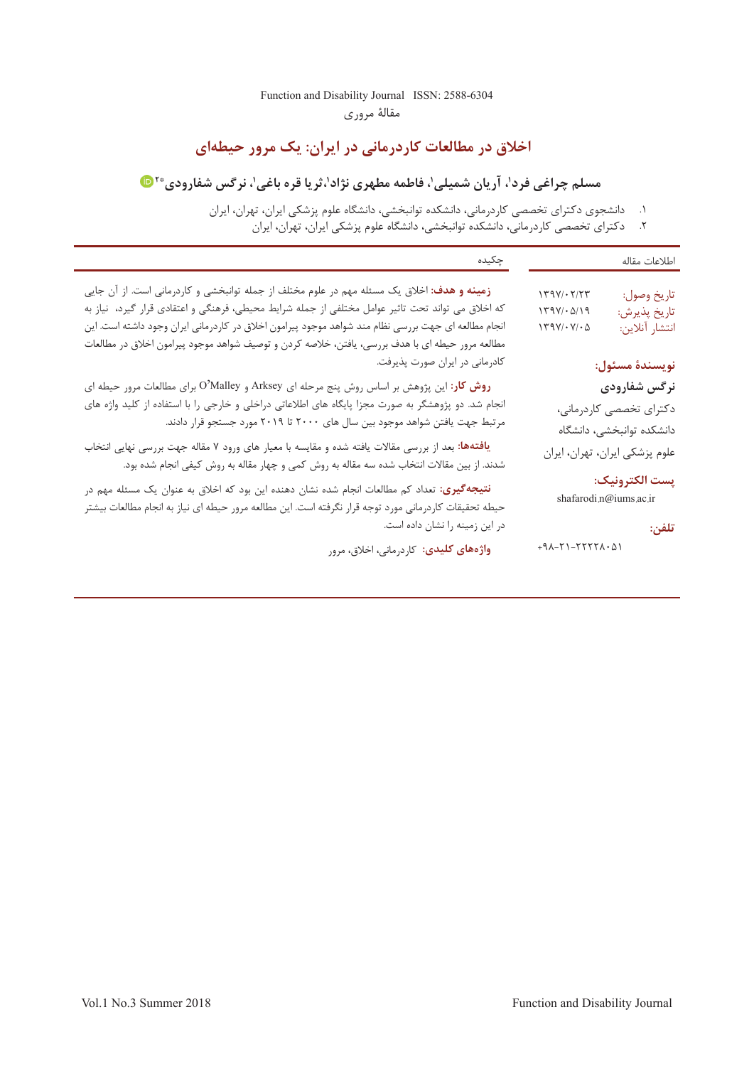Function and Disability Journal ISSN: 2588-6304

مقالهٔ مروری

# اخلاق در مطالعات کاردرمانی در ایران: یک مرور حیطه‌ای

**مسلم چراغی فرد[1]، آریان شمیلی[1]، فاطمه مطهری نژاد[1]،ثریا قره باغی[1]، نرگس شفارودی[2*]**

۱. دانشجوی دکترای تخصصی کاردرمانی، دانشکده توانبخشی، دانشگاه علوم پزشکی ایران، تهران، ایران
۲. دکترای تخصصی کاردرمانی، دانشکده توانبخشی، دانشگاه علوم پزشکی ایران، تهران، ایران

---

**اطلاعات مقاله**

تاریخ وصول: ۱۳۹۷/۰۲/۲۳
تاریخ پذیرش: ۱۳۹۷/۰۵/۱۹
انتشار آنلاین: ۱۳۹۷/۰۷/۰۵

**نویسندهٔ مسئول:**

**نرگس شفارودی**

دکترای تخصصی کاردرمانی، دانشکده توانبخشی، دانشگاه علوم پزشکی ایران، تهران، ایران

**پست الکترونیک:**

shafarodi.n@iums.ac.ir

**تلفن:**

۰۲۱-۲۲۲۲۸۰۵۱+۹۸

---

**چکیده**

**زمینه و هدف:** اخلاق یک مسئله مهم در علوم مختلف از جمله توانبخشی و کاردرمانی است. از آن جایی که اخلاق می تواند تحت تاثیر عوامل مختلفی از جمله شرایط محیطی، فرهنگی و اعتقادی قرار گیرد، نیاز به انجام مطالعه ای جهت بررسی نظام مند شواهد موجود پیرامون اخلاق در کاردرمانی ایران وجود داشته است. این مطالعه مرور حیطه ای با هدف بررسی، یافتن، خلاصه کردن و توصیف شواهد موجود پیرامون اخلاق در مطالعات کادرمانی در ایران صورت پذیرفت.

**روش کار:** این پژوهش بر اساس روش پنج مرحله ای Arksey و O'Malley برای مطالعات مرور حیطه ای انجام شد. دو پژوهشگر به صورت مجزا پایگاه های اطلاعاتی دراخلی و خارجی را با استفاده از کلید واژه های مرتبط جهت یافتن شواهد موجود بین سال های ۲۰۰۰ تا ۲۰۱۹ مورد جستجو قرار دادند.

**یافته‌ها:** بعد از بررسی مقالات یافته شده و مقایسه با معیار های ورود ۷ مقاله جهت بررسی نهایی انتخاب شدند. از بین مقالات انتخاب شده سه مقاله به روش کمی و چهار مقاله به روش کیفی انجام شده بود.

**نتیجه‌گیری:** تعداد کم مطالعات انجام شده نشان دهنده این بود که اخلاق به عنوان یک مسئله مهم در حیطه تحقیقات کاردرمانی مورد توجه قرار نگرفته است. این مطالعه مرور حیطه ای نیاز به انجام مطالعات بیشتر در این زمینه را نشان داده است.

**واژه‌های کلیدی:** کاردرمانی، اخلاق، مرور